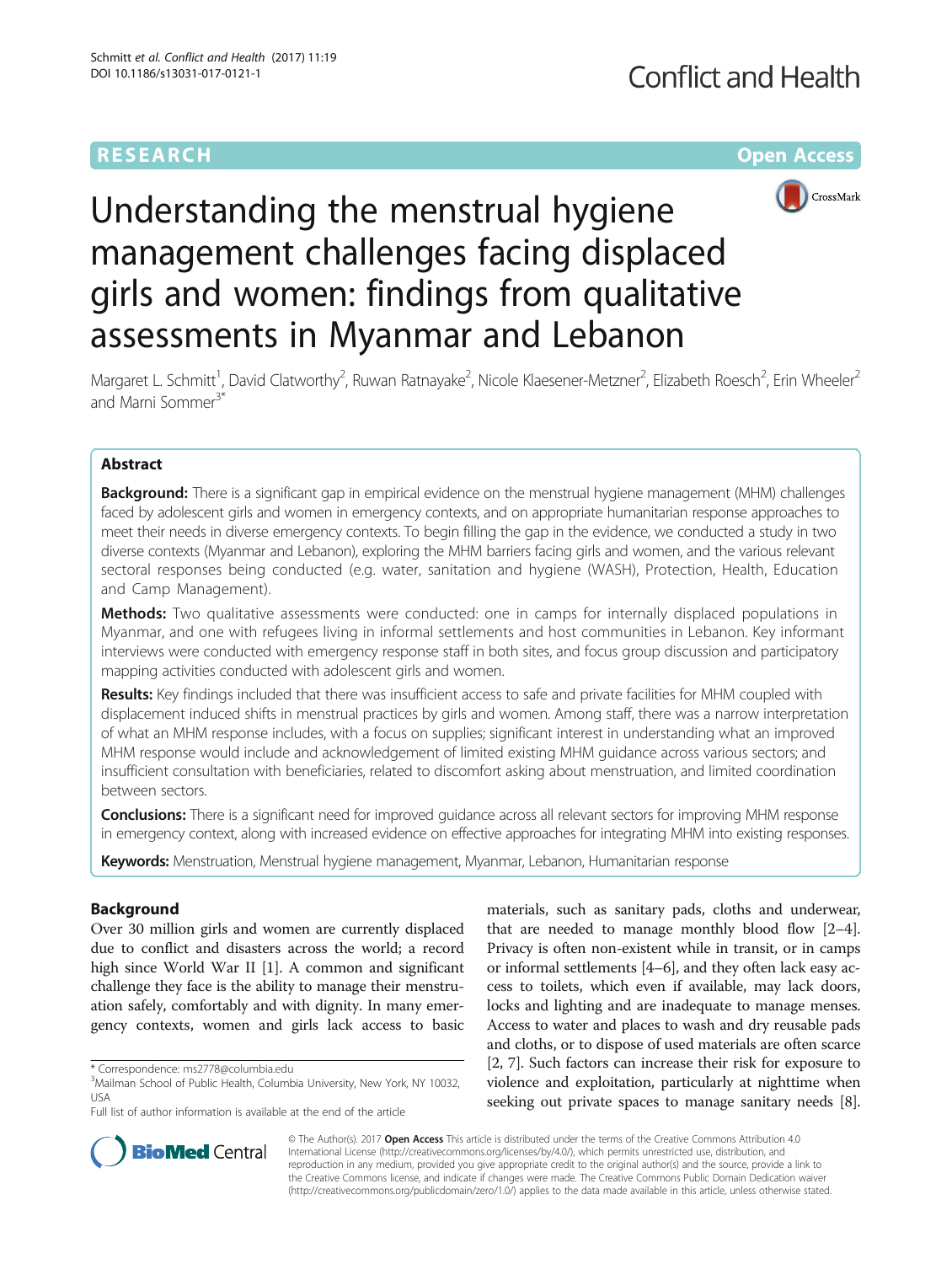RESEARCH

Open Access

# Understanding the menstrual hygiene management challenges facing displaced girls and women: findings from qualitative assessments in Myanmar and Lebanon

Margaret L. Schmitt[1], David Clatworthy[2], Ruwan Ratnayake[2], Nicole Klaesener-Metzner[2], Elizabeth Roesch[2], Erin Wheeler[2] and Marni Sommer[3*]

## Abstract

**Background:** There is a significant gap in empirical evidence on the menstrual hygiene management (MHM) challenges faced by adolescent girls and women in emergency contexts, and on appropriate humanitarian response approaches to meet their needs in diverse emergency contexts. To begin filling the gap in the evidence, we conducted a study in two diverse contexts (Myanmar and Lebanon), exploring the MHM barriers facing girls and women, and the various relevant sectoral responses being conducted (e.g. water, sanitation and hygiene (WASH), Protection, Health, Education and Camp Management).

**Methods:** Two qualitative assessments were conducted: one in camps for internally displaced populations in Myanmar, and one with refugees living in informal settlements and host communities in Lebanon. Key informant interviews were conducted with emergency response staff in both sites, and focus group discussion and participatory mapping activities conducted with adolescent girls and women.

**Results:** Key findings included that there was insufficient access to safe and private facilities for MHM coupled with displacement induced shifts in menstrual practices by girls and women. Among staff, there was a narrow interpretation of what an MHM response includes, with a focus on supplies; significant interest in understanding what an improved MHM response would include and acknowledgement of limited existing MHM guidance across various sectors; and insufficient consultation with beneficiaries, related to discomfort asking about menstruation, and limited coordination between sectors.

**Conclusions:** There is a significant need for improved guidance across all relevant sectors for improving MHM response in emergency context, along with increased evidence on effective approaches for integrating MHM into existing responses.

**Keywords:** Menstruation, Menstrual hygiene management, Myanmar, Lebanon, Humanitarian response

## Background

Over 30 million girls and women are currently displaced due to conflict and disasters across the world; a record high since World War II [1]. A common and significant challenge they face is the ability to manage their menstruation safely, comfortably and with dignity. In many emergency contexts, women and girls lack access to basic materials, such as sanitary pads, cloths and underwear, that are needed to manage monthly blood flow [2–4]. Privacy is often non-existent while in transit, or in camps or informal settlements [4–6], and they often lack easy access to toilets, which even if available, may lack doors, locks and lighting and are inadequate to manage menses. Access to water and places to wash and dry reusable pads and cloths, or to dispose of used materials are often scarce [2, 7]. Such factors can increase their risk for exposure to violence and exploitation, particularly at nighttime when seeking out private spaces to manage sanitary needs [8].

\* Correspondence: ms2778@columbia.edu
[3]Mailman School of Public Health, Columbia University, New York, NY 10032, USA
Full list of author information is available at the end of the article

© The Author(s). 2017 **Open Access** This article is distributed under the terms of the Creative Commons Attribution 4.0 International License (http://creativecommons.org/licenses/by/4.0/), which permits unrestricted use, distribution, and reproduction in any medium, provided you give appropriate credit to the original author(s) and the source, provide a link to the Creative Commons license, and indicate if changes were made. The Creative Commons Public Domain Dedication waiver (http://creativecommons.org/publicdomain/zero/1.0/) applies to the data made available in this article, unless otherwise stated.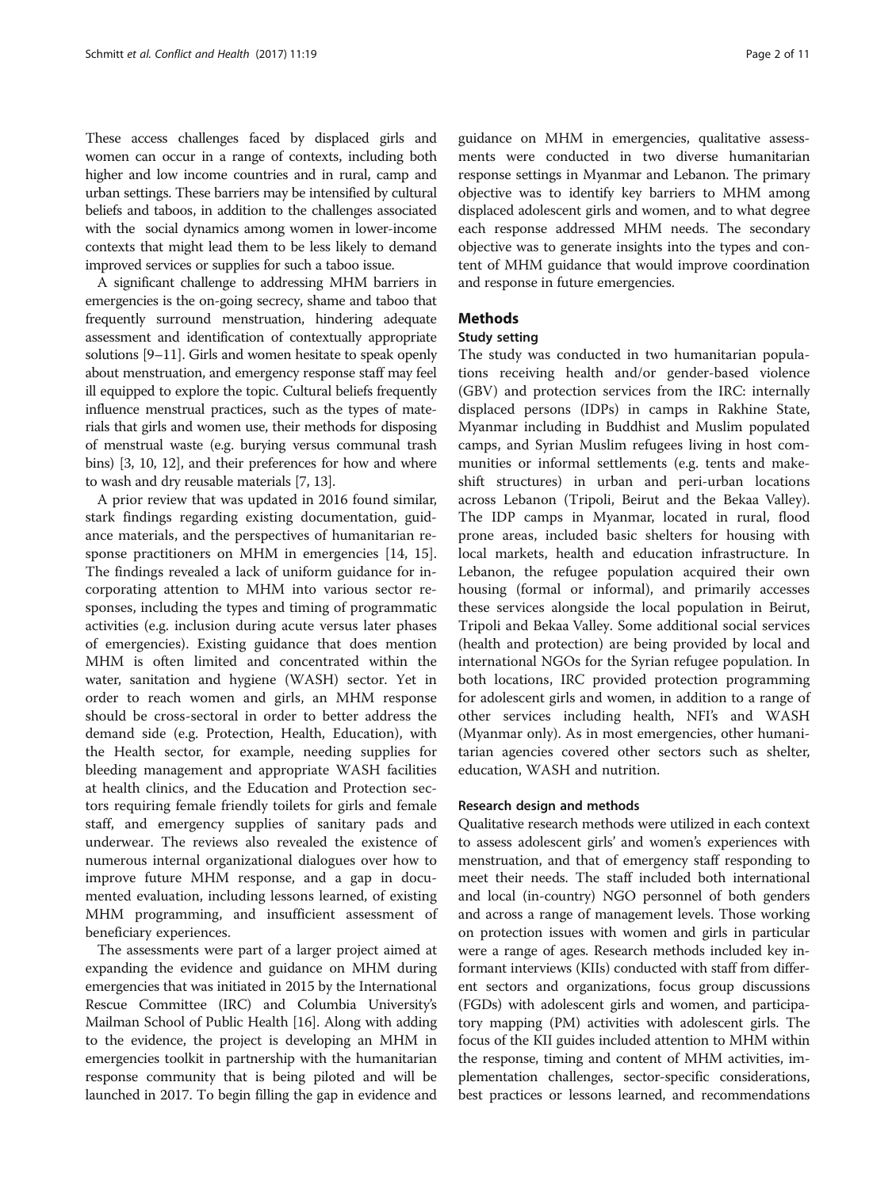These access challenges faced by displaced girls and women can occur in a range of contexts, including both higher and low income countries and in rural, camp and urban settings. These barriers may be intensified by cultural beliefs and taboos, in addition to the challenges associated with the social dynamics among women in lower-income contexts that might lead them to be less likely to demand improved services or supplies for such a taboo issue.

A significant challenge to addressing MHM barriers in emergencies is the on-going secrecy, shame and taboo that frequently surround menstruation, hindering adequate assessment and identification of contextually appropriate solutions [9–11]. Girls and women hesitate to speak openly about menstruation, and emergency response staff may feel ill equipped to explore the topic. Cultural beliefs frequently influence menstrual practices, such as the types of materials that girls and women use, their methods for disposing of menstrual waste (e.g. burying versus communal trash bins) [3, 10, 12], and their preferences for how and where to wash and dry reusable materials [7, 13].

A prior review that was updated in 2016 found similar, stark findings regarding existing documentation, guidance materials, and the perspectives of humanitarian response practitioners on MHM in emergencies [14, 15]. The findings revealed a lack of uniform guidance for incorporating attention to MHM into various sector responses, including the types and timing of programmatic activities (e.g. inclusion during acute versus later phases of emergencies). Existing guidance that does mention MHM is often limited and concentrated within the water, sanitation and hygiene (WASH) sector. Yet in order to reach women and girls, an MHM response should be cross-sectoral in order to better address the demand side (e.g. Protection, Health, Education), with the Health sector, for example, needing supplies for bleeding management and appropriate WASH facilities at health clinics, and the Education and Protection sectors requiring female friendly toilets for girls and female staff, and emergency supplies of sanitary pads and underwear. The reviews also revealed the existence of numerous internal organizational dialogues over how to improve future MHM response, and a gap in documented evaluation, including lessons learned, of existing MHM programming, and insufficient assessment of beneficiary experiences.

The assessments were part of a larger project aimed at expanding the evidence and guidance on MHM during emergencies that was initiated in 2015 by the International Rescue Committee (IRC) and Columbia University's Mailman School of Public Health [16]. Along with adding to the evidence, the project is developing an MHM in emergencies toolkit in partnership with the humanitarian response community that is being piloted and will be launched in 2017. To begin filling the gap in evidence and guidance on MHM in emergencies, qualitative assessments were conducted in two diverse humanitarian response settings in Myanmar and Lebanon. The primary objective was to identify key barriers to MHM among displaced adolescent girls and women, and to what degree each response addressed MHM needs. The secondary objective was to generate insights into the types and content of MHM guidance that would improve coordination and response in future emergencies.

## Methods

### Study setting

The study was conducted in two humanitarian populations receiving health and/or gender-based violence (GBV) and protection services from the IRC: internally displaced persons (IDPs) in camps in Rakhine State, Myanmar including in Buddhist and Muslim populated camps, and Syrian Muslim refugees living in host communities or informal settlements (e.g. tents and makeshift structures) in urban and peri-urban locations across Lebanon (Tripoli, Beirut and the Bekaa Valley). The IDP camps in Myanmar, located in rural, flood prone areas, included basic shelters for housing with local markets, health and education infrastructure. In Lebanon, the refugee population acquired their own housing (formal or informal), and primarily accesses these services alongside the local population in Beirut, Tripoli and Bekaa Valley. Some additional social services (health and protection) are being provided by local and international NGOs for the Syrian refugee population. In both locations, IRC provided protection programming for adolescent girls and women, in addition to a range of other services including health, NFI's and WASH (Myanmar only). As in most emergencies, other humanitarian agencies covered other sectors such as shelter, education, WASH and nutrition.

### Research design and methods

Qualitative research methods were utilized in each context to assess adolescent girls' and women's experiences with menstruation, and that of emergency staff responding to meet their needs. The staff included both international and local (in-country) NGO personnel of both genders and across a range of management levels. Those working on protection issues with women and girls in particular were a range of ages. Research methods included key informant interviews (KIIs) conducted with staff from different sectors and organizations, focus group discussions (FGDs) with adolescent girls and women, and participatory mapping (PM) activities with adolescent girls. The focus of the KII guides included attention to MHM within the response, timing and content of MHM activities, implementation challenges, sector-specific considerations, best practices or lessons learned, and recommendations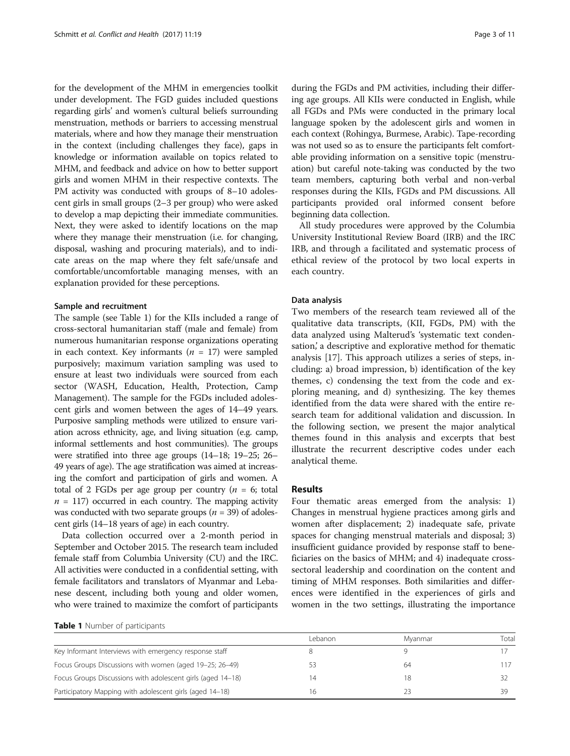for the development of the MHM in emergencies toolkit under development. The FGD guides included questions regarding girls' and women's cultural beliefs surrounding menstruation, methods or barriers to accessing menstrual materials, where and how they manage their menstruation in the context (including challenges they face), gaps in knowledge or information available on topics related to MHM, and feedback and advice on how to better support girls and women MHM in their respective contexts. The PM activity was conducted with groups of 8–10 adolescent girls in small groups (2–3 per group) who were asked to develop a map depicting their immediate communities. Next, they were asked to identify locations on the map where they manage their menstruation (i.e. for changing, disposal, washing and procuring materials), and to indicate areas on the map where they felt safe/unsafe and comfortable/uncomfortable managing menses, with an explanation provided for these perceptions.

#### Sample and recruitment

The sample (see Table 1) for the KIIs included a range of cross-sectoral humanitarian staff (male and female) from numerous humanitarian response organizations operating in each context. Key informants ($n$ = 17) were sampled purposively; maximum variation sampling was used to ensure at least two individuals were sourced from each sector (WASH, Education, Health, Protection, Camp Management). The sample for the FGDs included adolescent girls and women between the ages of 14–49 years. Purposive sampling methods were utilized to ensure variation across ethnicity, age, and living situation (e.g. camp, informal settlements and host communities). The groups were stratified into three age groups (14–18; 19–25; 26–49 years of age). The age stratification was aimed at increasing the comfort and participation of girls and women. A total of 2 FGDs per age group per country ($n$ = 6; total $n$ = 117) occurred in each country. The mapping activity was conducted with two separate groups ($n$ = 39) of adolescent girls (14–18 years of age) in each country.

Data collection occurred over a 2-month period in September and October 2015. The research team included female staff from Columbia University (CU) and the IRC. All activities were conducted in a confidential setting, with female facilitators and translators of Myanmar and Lebanese descent, including both young and older women, who were trained to maximize the comfort of participants during the FGDs and PM activities, including their differing age groups. All KIIs were conducted in English, while all FGDs and PMs were conducted in the primary local language spoken by the adolescent girls and women in each context (Rohingya, Burmese, Arabic). Tape-recording was not used so as to ensure the participants felt comfortable providing information on a sensitive topic (menstruation) but careful note-taking was conducted by the two team members, capturing both verbal and non-verbal responses during the KIIs, FGDs and PM discussions. All participants provided oral informed consent before beginning data collection.

All study procedures were approved by the Columbia University Institutional Review Board (IRB) and the IRC IRB, and through a facilitated and systematic process of ethical review of the protocol by two local experts in each country.

#### Data analysis

Two members of the research team reviewed all of the qualitative data transcripts, (KII, FGDs, PM) with the data analyzed using Malterud's 'systematic text condensation,' a descriptive and explorative method for thematic analysis [17]. This approach utilizes a series of steps, including: a) broad impression, b) identification of the key themes, c) condensing the text from the code and exploring meaning, and d) synthesizing. The key themes identified from the data were shared with the entire research team for additional validation and discussion. In the following section, we present the major analytical themes found in this analysis and excerpts that best illustrate the recurrent descriptive codes under each analytical theme.

## Results

Four thematic areas emerged from the analysis: 1) Changes in menstrual hygiene practices among girls and women after displacement; 2) inadequate safe, private spaces for changing menstrual materials and disposal; 3) insufficient guidance provided by response staff to beneficiaries on the basics of MHM; and 4) inadequate cross-sectoral leadership and coordination on the content and timing of MHM responses. Both similarities and differences were identified in the experiences of girls and women in the two settings, illustrating the importance

**Table 1** Number of participants

| | Lebanon | Myanmar | Total |
|---|---|---|---|
| Key Informant Interviews with emergency response staff | 8 | 9 | 17 |
| Focus Groups Discussions with women (aged 19–25; 26–49) | 53 | 64 | 117 |
| Focus Groups Discussions with adolescent girls (aged 14–18) | 14 | 18 | 32 |
| Participatory Mapping with adolescent girls (aged 14–18) | 16 | 23 | 39 |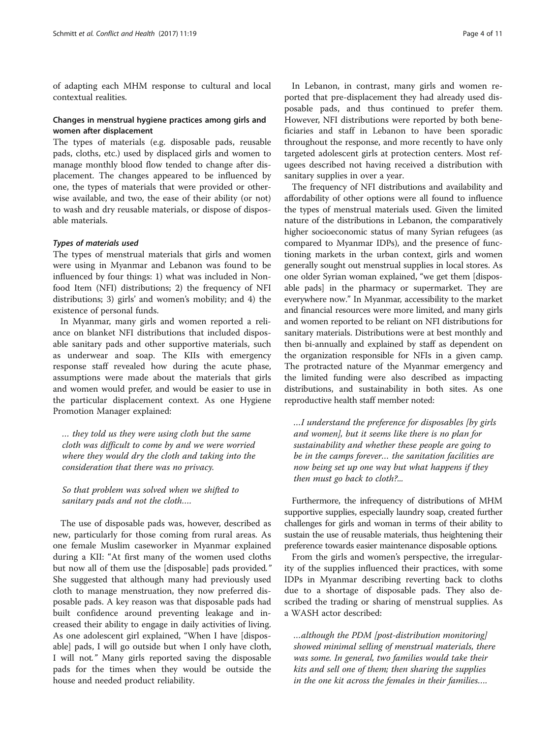of adapting each MHM response to cultural and local contextual realities.

### Changes in menstrual hygiene practices among girls and women after displacement

The types of materials (e.g. disposable pads, reusable pads, cloths, etc.) used by displaced girls and women to manage monthly blood flow tended to change after displacement. The changes appeared to be influenced by one, the types of materials that were provided or otherwise available, and two, the ease of their ability (or not) to wash and dry reusable materials, or dispose of disposable materials.

#### *Types of materials used*

The types of menstrual materials that girls and women were using in Myanmar and Lebanon was found to be influenced by four things: 1) what was included in Non-food Item (NFI) distributions; 2) the frequency of NFI distributions; 3) girls' and women's mobility; and 4) the existence of personal funds.

In Myanmar, many girls and women reported a reliance on blanket NFI distributions that included disposable sanitary pads and other supportive materials, such as underwear and soap. The KIIs with emergency response staff revealed how during the acute phase, assumptions were made about the materials that girls and women would prefer, and would be easier to use in the particular displacement context. As one Hygiene Promotion Manager explained:

> *… they told us they were using cloth but the same cloth was difficult to come by and we were worried where they would dry the cloth and taking into the consideration that there was no privacy.*
>
> *So that problem was solved when we shifted to sanitary pads and not the cloth….*

The use of disposable pads was, however, described as new, particularly for those coming from rural areas. As one female Muslim caseworker in Myanmar explained during a KII: "At first many of the women used cloths but now all of them use the [disposable] pads provided*."* She suggested that although many had previously used cloth to manage menstruation, they now preferred disposable pads. A key reason was that disposable pads had built confidence around preventing leakage and increased their ability to engage in daily activities of living. As one adolescent girl explained, "When I have [disposable] pads, I will go outside but when I only have cloth, I will not*."* Many girls reported saving the disposable pads for the times when they would be outside the house and needed product reliability.

In Lebanon, in contrast, many girls and women reported that pre-displacement they had already used disposable pads, and thus continued to prefer them. However, NFI distributions were reported by both beneficiaries and staff in Lebanon to have been sporadic throughout the response, and more recently to have only targeted adolescent girls at protection centers. Most refugees described not having received a distribution with sanitary supplies in over a year.

The frequency of NFI distributions and availability and affordability of other options were all found to influence the types of menstrual materials used. Given the limited nature of the distributions in Lebanon, the comparatively higher socioeconomic status of many Syrian refugees (as compared to Myanmar IDPs), and the presence of functioning markets in the urban context, girls and women generally sought out menstrual supplies in local stores. As one older Syrian woman explained, "we get them [disposable pads] in the pharmacy or supermarket. They are everywhere now." In Myanmar, accessibility to the market and financial resources were more limited, and many girls and women reported to be reliant on NFI distributions for sanitary materials. Distributions were at best monthly and then bi-annually and explained by staff as dependent on the organization responsible for NFIs in a given camp. The protracted nature of the Myanmar emergency and the limited funding were also described as impacting distributions, and sustainability in both sites. As one reproductive health staff member noted:

> *…I understand the preference for disposables [by girls and women], but it seems like there is no plan for sustainability and whether these people are going to be in the camps forever… the sanitation facilities are now being set up one way but what happens if they then must go back to cloth?...*

Furthermore, the infrequency of distributions of MHM supportive supplies, especially laundry soap, created further challenges for girls and woman in terms of their ability to sustain the use of reusable materials, thus heightening their preference towards easier maintenance disposable options.

From the girls and women's perspective, the irregularity of the supplies influenced their practices, with some IDPs in Myanmar describing reverting back to cloths due to a shortage of disposable pads. They also described the trading or sharing of menstrual supplies. As a WASH actor described:

> *…although the PDM [post-distribution monitoring] showed minimal selling of menstrual materials, there was some. In general, two families would take their kits and sell one of them; then sharing the supplies in the one kit across the females in their families….*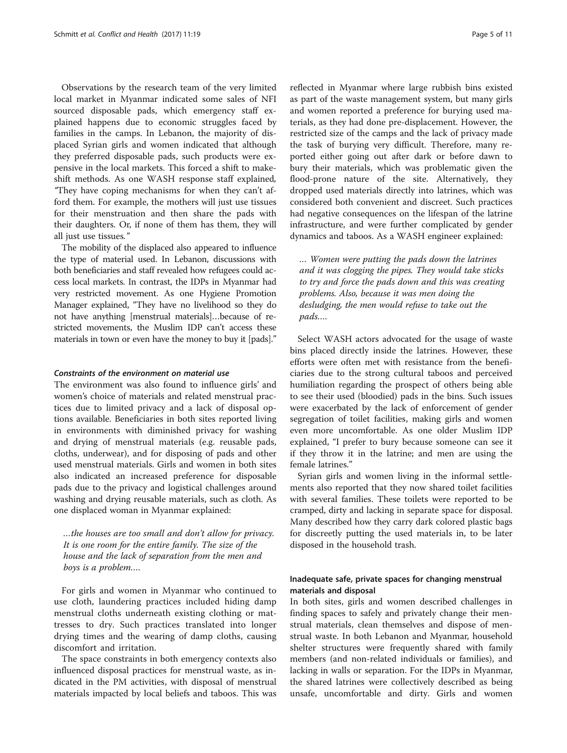Observations by the research team of the very limited local market in Myanmar indicated some sales of NFI sourced disposable pads, which emergency staff explained happens due to economic struggles faced by families in the camps. In Lebanon, the majority of displaced Syrian girls and women indicated that although they preferred disposable pads, such products were expensive in the local markets. This forced a shift to makeshift methods. As one WASH response staff explained, *"They have coping mechanisms for when they can't afford them. For example, the mothers will just use tissues for their menstruation and then share the pads with their daughters. Or, if none of them has them, they will all just use tissues."*

The mobility of the displaced also appeared to influence the type of material used. In Lebanon, discussions with both beneficiaries and staff revealed how refugees could access local markets. In contrast, the IDPs in Myanmar had very restricted movement. As one Hygiene Promotion Manager explained, "They have no livelihood so they do not have anything [menstrual materials]…because of restricted movements, the Muslim IDP can't access these materials in town or even have the money to buy it [pads]."

#### Constraints of the environment on material use

The environment was also found to influence girls' and women's choice of materials and related menstrual practices due to limited privacy and a lack of disposal options available. Beneficiaries in both sites reported living in environments with diminished privacy for washing and drying of menstrual materials (e.g. reusable pads, cloths, underwear), and for disposing of pads and other used menstrual materials. Girls and women in both sites also indicated an increased preference for disposable pads due to the privacy and logistical challenges around washing and drying reusable materials, such as cloth. As one displaced woman in Myanmar explained:

> *…the houses are too small and don't allow for privacy. It is one room for the entire family. The size of the house and the lack of separation from the men and boys is a problem….*

For girls and women in Myanmar who continued to use cloth, laundering practices included hiding damp menstrual cloths underneath existing clothing or mattresses to dry. Such practices translated into longer drying times and the wearing of damp cloths, causing discomfort and irritation.

The space constraints in both emergency contexts also influenced disposal practices for menstrual waste, as indicated in the PM activities, with disposal of menstrual materials impacted by local beliefs and taboos. This was reflected in Myanmar where large rubbish bins existed as part of the waste management system, but many girls and women reported a preference for burying used materials, as they had done pre-displacement. However, the restricted size of the camps and the lack of privacy made the task of burying very difficult. Therefore, many reported either going out after dark or before dawn to bury their materials, which was problematic given the flood-prone nature of the site. Alternatively, they dropped used materials directly into latrines, which was considered both convenient and discreet. Such practices had negative consequences on the lifespan of the latrine infrastructure, and were further complicated by gender dynamics and taboos. As a WASH engineer explained:

> *… Women were putting the pads down the latrines and it was clogging the pipes. They would take sticks to try and force the pads down and this was creating problems. Also, because it was men doing the desludging, the men would refuse to take out the pads….*

Select WASH actors advocated for the usage of waste bins placed directly inside the latrines. However, these efforts were often met with resistance from the beneficiaries due to the strong cultural taboos and perceived humiliation regarding the prospect of others being able to see their used (bloodied) pads in the bins. Such issues were exacerbated by the lack of enforcement of gender segregation of toilet facilities, making girls and women even more uncomfortable. As one older Muslim IDP explained, "I prefer to bury because someone can see it if they throw it in the latrine; and men are using the female latrines."

Syrian girls and women living in the informal settlements also reported that they now shared toilet facilities with several families. These toilets were reported to be cramped, dirty and lacking in separate space for disposal. Many described how they carry dark colored plastic bags for discreetly putting the used materials in, to be later disposed in the household trash.

### Inadequate safe, private spaces for changing menstrual materials and disposal

In both sites, girls and women described challenges in finding spaces to safely and privately change their menstrual materials, clean themselves and dispose of menstrual waste. In both Lebanon and Myanmar, household shelter structures were frequently shared with family members (and non-related individuals or families), and lacking in walls or separation. For the IDPs in Myanmar, the shared latrines were collectively described as being unsafe, uncomfortable and dirty. Girls and women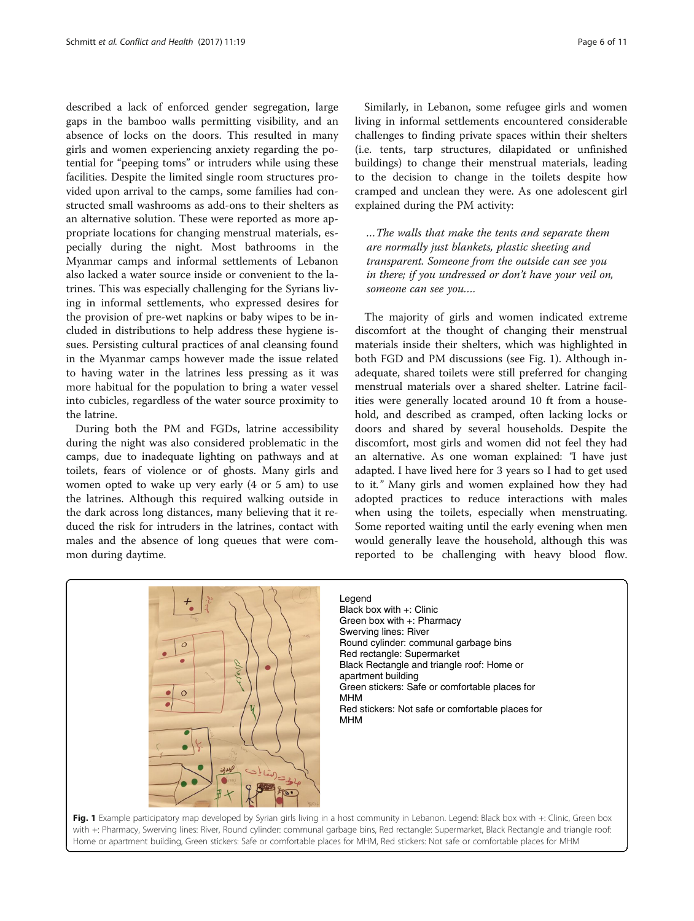described a lack of enforced gender segregation, large gaps in the bamboo walls permitting visibility, and an absence of locks on the doors. This resulted in many girls and women experiencing anxiety regarding the potential for "peeping toms" or intruders while using these facilities. Despite the limited single room structures provided upon arrival to the camps, some families had constructed small washrooms as add-ons to their shelters as an alternative solution. These were reported as more appropriate locations for changing menstrual materials, especially during the night. Most bathrooms in the Myanmar camps and informal settlements of Lebanon also lacked a water source inside or convenient to the latrines. This was especially challenging for the Syrians living in informal settlements, who expressed desires for the provision of pre-wet napkins or baby wipes to be included in distributions to help address these hygiene issues. Persisting cultural practices of anal cleansing found in the Myanmar camps however made the issue related to having water in the latrines less pressing as it was more habitual for the population to bring a water vessel into cubicles, regardless of the water source proximity to the latrine.

During both the PM and FGDs, latrine accessibility during the night was also considered problematic in the camps, due to inadequate lighting on pathways and at toilets, fears of violence or of ghosts. Many girls and women opted to wake up very early (4 or 5 am) to use the latrines. Although this required walking outside in the dark across long distances, many believing that it reduced the risk for intruders in the latrines, contact with males and the absence of long queues that were common during daytime.

Similarly, in Lebanon, some refugee girls and women living in informal settlements encountered considerable challenges to finding private spaces within their shelters (i.e. tents, tarp structures, dilapidated or unfinished buildings) to change their menstrual materials, leading to the decision to change in the toilets despite how cramped and unclean they were. As one adolescent girl explained during the PM activity:

> *…The walls that make the tents and separate them are normally just blankets, plastic sheeting and transparent. Someone from the outside can see you in there; if you undressed or don't have your veil on, someone can see you.…*

The majority of girls and women indicated extreme discomfort at the thought of changing their menstrual materials inside their shelters, which was highlighted in both FGD and PM discussions (see Fig. 1). Although inadequate, shared toilets were still preferred for changing menstrual materials over a shared shelter. Latrine facilities were generally located around 10 ft from a household, and described as cramped, often lacking locks or doors and shared by several households. Despite the discomfort, most girls and women did not feel they had an alternative. As one woman explained: "I have just adapted. I have lived here for 3 years so I had to get used to it." Many girls and women explained how they had adopted practices to reduce interactions with males when using the toilets, especially when menstruating. Some reported waiting until the early evening when men would generally leave the household, although this was reported to be challenging with heavy blood flow.

Legend
Black box with +: Clinic
Green box with +: Pharmacy
Swerving lines: River
Round cylinder: communal garbage bins
Red rectangle: Supermarket
Black Rectangle and triangle roof: Home or apartment building
Green stickers: Safe or comfortable places for MHM
Red stickers: Not safe or comfortable places for MHM

**Fig. 1** Example participatory map developed by Syrian girls living in a host community in Lebanon. Legend: Black box with +: Clinic, Green box with +: Pharmacy, Swerving lines: River, Round cylinder: communal garbage bins, Red rectangle: Supermarket, Black Rectangle and triangle roof: Home or apartment building, Green stickers: Safe or comfortable places for MHM, Red stickers: Not safe or comfortable places for MHM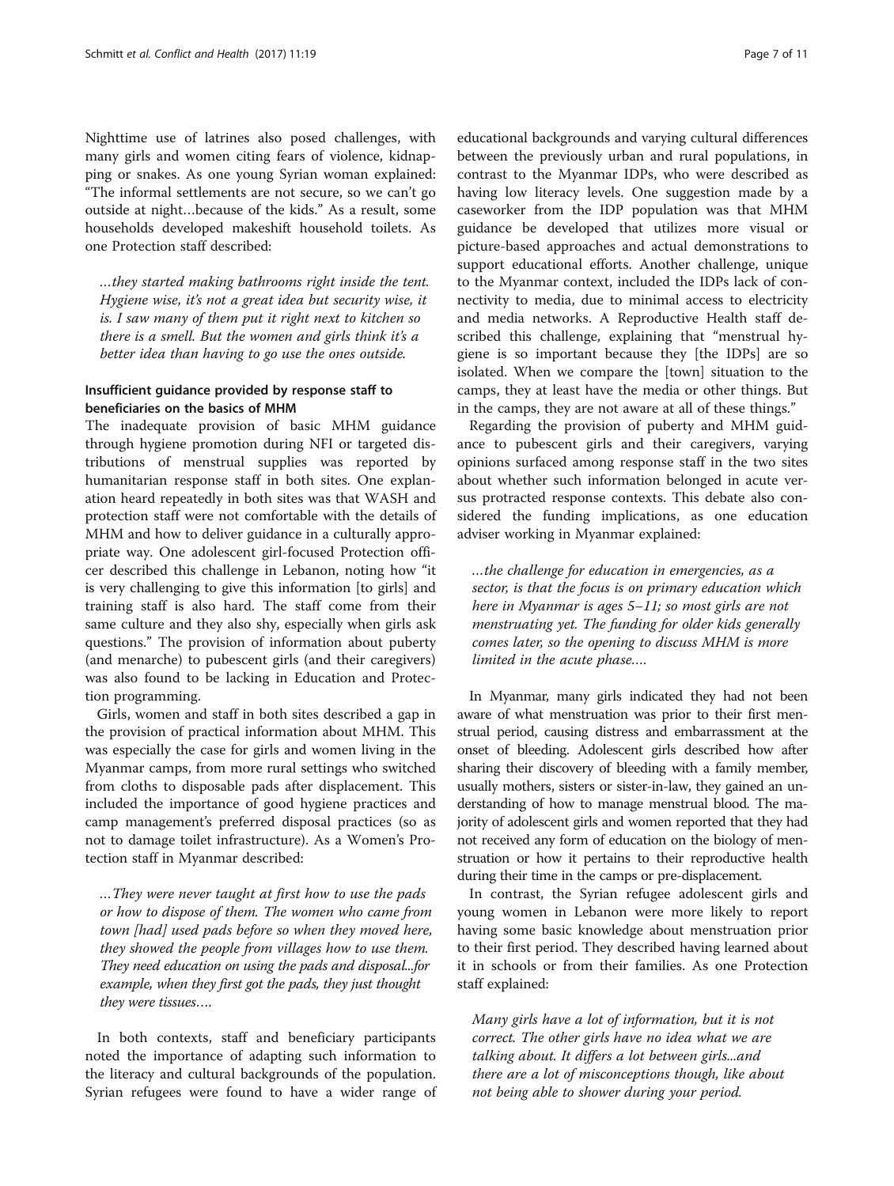Nighttime use of latrines also posed challenges, with many girls and women citing fears of violence, kidnapping or snakes. As one young Syrian woman explained: "The informal settlements are not secure, so we can't go outside at night…because of the kids." As a result, some households developed makeshift household toilets. As one Protection staff described:

> *…they started making bathrooms right inside the tent. Hygiene wise, it's not a great idea but security wise, it is. I saw many of them put it right next to kitchen so there is a smell. But the women and girls think it's a better idea than having to go use the ones outside.*

### Insufficient guidance provided by response staff to beneficiaries on the basics of MHM

The inadequate provision of basic MHM guidance through hygiene promotion during NFI or targeted distributions of menstrual supplies was reported by humanitarian response staff in both sites. One explanation heard repeatedly in both sites was that WASH and protection staff were not comfortable with the details of MHM and how to deliver guidance in a culturally appropriate way. One adolescent girl-focused Protection officer described this challenge in Lebanon, noting how "it is very challenging to give this information [to girls] and training staff is also hard. The staff come from their same culture and they also shy, especially when girls ask questions." The provision of information about puberty (and menarche) to pubescent girls (and their caregivers) was also found to be lacking in Education and Protection programming.

Girls, women and staff in both sites described a gap in the provision of practical information about MHM. This was especially the case for girls and women living in the Myanmar camps, from more rural settings who switched from cloths to disposable pads after displacement. This included the importance of good hygiene practices and camp management's preferred disposal practices (so as not to damage toilet infrastructure). As a Women's Protection staff in Myanmar described:

> *…They were never taught at first how to use the pads or how to dispose of them. The women who came from town [had] used pads before so when they moved here, they showed the people from villages how to use them. They need education on using the pads and disposal...for example, when they first got the pads, they just thought they were tissues….*

In both contexts, staff and beneficiary participants noted the importance of adapting such information to the literacy and cultural backgrounds of the population. Syrian refugees were found to have a wider range of educational backgrounds and varying cultural differences between the previously urban and rural populations, in contrast to the Myanmar IDPs, who were described as having low literacy levels. One suggestion made by a caseworker from the IDP population was that MHM guidance be developed that utilizes more visual or picture-based approaches and actual demonstrations to support educational efforts. Another challenge, unique to the Myanmar context, included the IDPs lack of connectivity to media, due to minimal access to electricity and media networks. A Reproductive Health staff described this challenge, explaining that "menstrual hygiene is so important because they [the IDPs] are so isolated. When we compare the [town] situation to the camps, they at least have the media or other things. But in the camps, they are not aware at all of these things."

Regarding the provision of puberty and MHM guidance to pubescent girls and their caregivers, varying opinions surfaced among response staff in the two sites about whether such information belonged in acute versus protracted response contexts. This debate also considered the funding implications, as one education adviser working in Myanmar explained:

> *…the challenge for education in emergencies, as a sector, is that the focus is on primary education which here in Myanmar is ages 5–11; so most girls are not menstruating yet. The funding for older kids generally comes later, so the opening to discuss MHM is more limited in the acute phase….*

In Myanmar, many girls indicated they had not been aware of what menstruation was prior to their first menstrual period, causing distress and embarrassment at the onset of bleeding. Adolescent girls described how after sharing their discovery of bleeding with a family member, usually mothers, sisters or sister-in-law, they gained an understanding of how to manage menstrual blood. The majority of adolescent girls and women reported that they had not received any form of education on the biology of menstruation or how it pertains to their reproductive health during their time in the camps or pre-displacement.

In contrast, the Syrian refugee adolescent girls and young women in Lebanon were more likely to report having some basic knowledge about menstruation prior to their first period. They described having learned about it in schools or from their families. As one Protection staff explained:

> *Many girls have a lot of information, but it is not correct. The other girls have no idea what we are talking about. It differs a lot between girls...and there are a lot of misconceptions though, like about not being able to shower during your period.*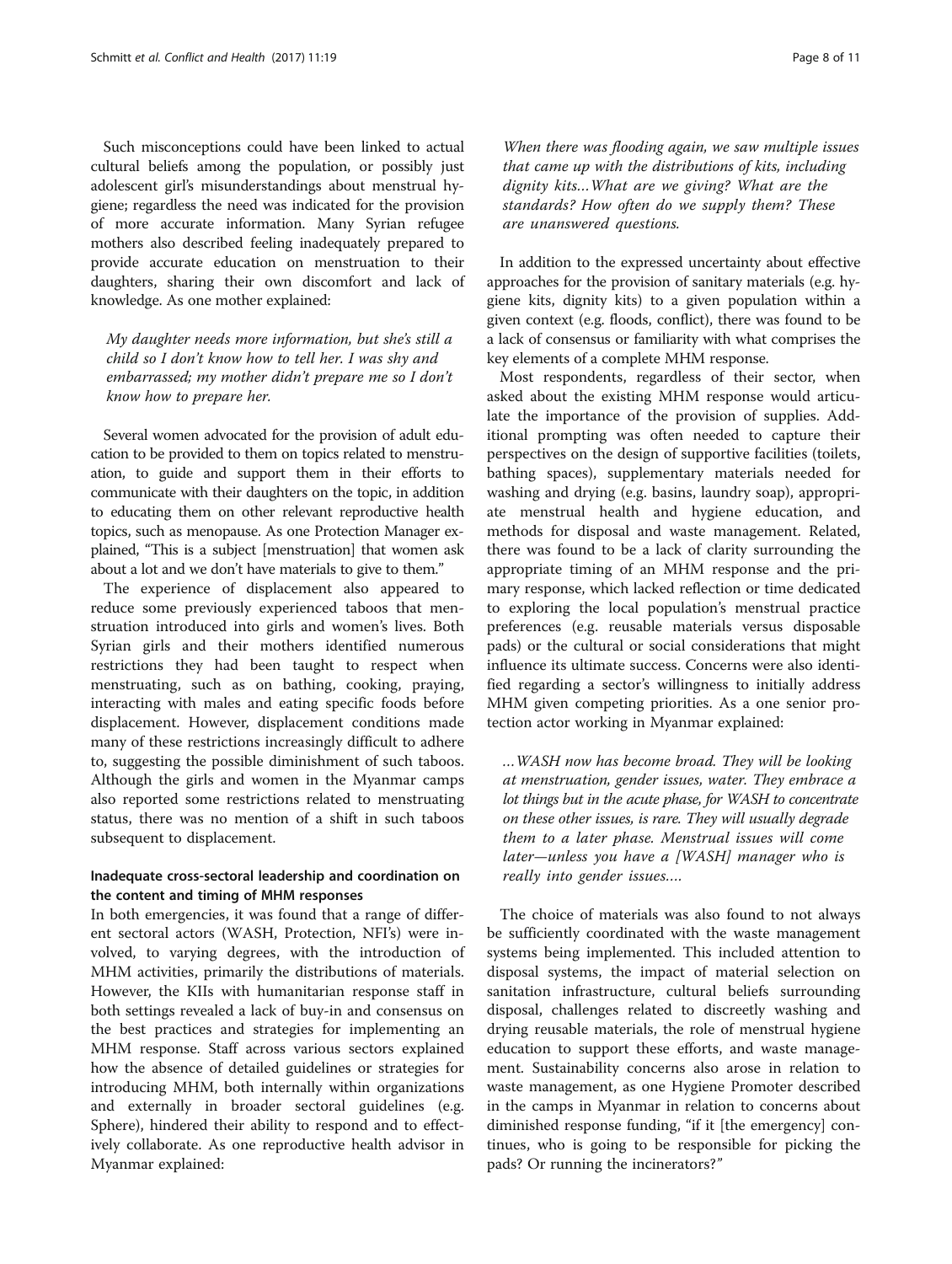Such misconceptions could have been linked to actual cultural beliefs among the population, or possibly just adolescent girl's misunderstandings about menstrual hygiene; regardless the need was indicated for the provision of more accurate information. Many Syrian refugee mothers also described feeling inadequately prepared to provide accurate education on menstruation to their daughters, sharing their own discomfort and lack of knowledge. As one mother explained:

> *My daughter needs more information, but she's still a child so I don't know how to tell her. I was shy and embarrassed; my mother didn't prepare me so I don't know how to prepare her.*

Several women advocated for the provision of adult education to be provided to them on topics related to menstruation, to guide and support them in their efforts to communicate with their daughters on the topic, in addition to educating them on other relevant reproductive health topics, such as menopause. As one Protection Manager explained, "This is a subject [menstruation] that women ask about a lot and we don't have materials to give to them."

The experience of displacement also appeared to reduce some previously experienced taboos that menstruation introduced into girls and women's lives. Both Syrian girls and their mothers identified numerous restrictions they had been taught to respect when menstruating, such as on bathing, cooking, praying, interacting with males and eating specific foods before displacement. However, displacement conditions made many of these restrictions increasingly difficult to adhere to, suggesting the possible diminishment of such taboos. Although the girls and women in the Myanmar camps also reported some restrictions related to menstruating status, there was no mention of a shift in such taboos subsequent to displacement.

### Inadequate cross-sectoral leadership and coordination on the content and timing of MHM responses

In both emergencies, it was found that a range of different sectoral actors (WASH, Protection, NFI's) were involved, to varying degrees, with the introduction of MHM activities, primarily the distributions of materials. However, the KIIs with humanitarian response staff in both settings revealed a lack of buy-in and consensus on the best practices and strategies for implementing an MHM response. Staff across various sectors explained how the absence of detailed guidelines or strategies for introducing MHM, both internally within organizations and externally in broader sectoral guidelines (e.g. Sphere), hindered their ability to respond and to effectively collaborate. As one reproductive health advisor in Myanmar explained:

> *When there was flooding again, we saw multiple issues that came up with the distributions of kits, including dignity kits…What are we giving? What are the standards? How often do we supply them? These are unanswered questions.*

In addition to the expressed uncertainty about effective approaches for the provision of sanitary materials (e.g. hygiene kits, dignity kits) to a given population within a given context (e.g. floods, conflict), there was found to be a lack of consensus or familiarity with what comprises the key elements of a complete MHM response.

Most respondents, regardless of their sector, when asked about the existing MHM response would articulate the importance of the provision of supplies. Additional prompting was often needed to capture their perspectives on the design of supportive facilities (toilets, bathing spaces), supplementary materials needed for washing and drying (e.g. basins, laundry soap), appropriate menstrual health and hygiene education, and methods for disposal and waste management. Related, there was found to be a lack of clarity surrounding the appropriate timing of an MHM response and the primary response, which lacked reflection or time dedicated to exploring the local population's menstrual practice preferences (e.g. reusable materials versus disposable pads) or the cultural or social considerations that might influence its ultimate success. Concerns were also identified regarding a sector's willingness to initially address MHM given competing priorities. As a one senior protection actor working in Myanmar explained:

> *…WASH now has become broad. They will be looking at menstruation, gender issues, water. They embrace a lot things but in the acute phase, for WASH to concentrate on these other issues, is rare. They will usually degrade them to a later phase. Menstrual issues will come later—unless you have a [WASH] manager who is really into gender issues….*

The choice of materials was also found to not always be sufficiently coordinated with the waste management systems being implemented. This included attention to disposal systems, the impact of material selection on sanitation infrastructure, cultural beliefs surrounding disposal, challenges related to discreetly washing and drying reusable materials, the role of menstrual hygiene education to support these efforts, and waste management. Sustainability concerns also arose in relation to waste management, as one Hygiene Promoter described in the camps in Myanmar in relation to concerns about diminished response funding, "if it [the emergency] continues, who is going to be responsible for picking the pads? Or running the incinerators?"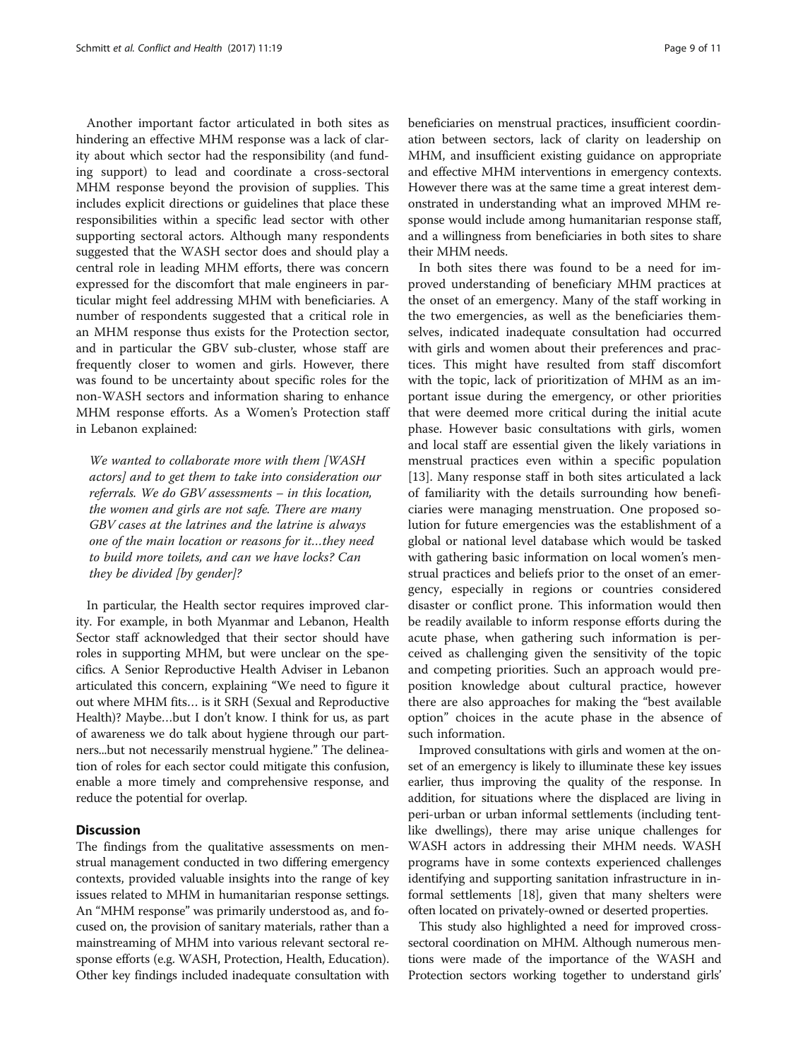Another important factor articulated in both sites as hindering an effective MHM response was a lack of clarity about which sector had the responsibility (and funding support) to lead and coordinate a cross-sectoral MHM response beyond the provision of supplies. This includes explicit directions or guidelines that place these responsibilities within a specific lead sector with other supporting sectoral actors. Although many respondents suggested that the WASH sector does and should play a central role in leading MHM efforts, there was concern expressed for the discomfort that male engineers in particular might feel addressing MHM with beneficiaries. A number of respondents suggested that a critical role in an MHM response thus exists for the Protection sector, and in particular the GBV sub-cluster, whose staff are frequently closer to women and girls. However, there was found to be uncertainty about specific roles for the non-WASH sectors and information sharing to enhance MHM response efforts. As a Women's Protection staff in Lebanon explained:

> *We wanted to collaborate more with them [WASH actors] and to get them to take into consideration our referrals. We do GBV assessments – in this location, the women and girls are not safe. There are many GBV cases at the latrines and the latrine is always one of the main location or reasons for it…they need to build more toilets, and can we have locks? Can they be divided [by gender]?*

In particular, the Health sector requires improved clarity. For example, in both Myanmar and Lebanon, Health Sector staff acknowledged that their sector should have roles in supporting MHM, but were unclear on the specifics. A Senior Reproductive Health Adviser in Lebanon articulated this concern, explaining "We need to figure it out where MHM fits… is it SRH (Sexual and Reproductive Health)? Maybe…but I don't know. I think for us, as part of awareness we do talk about hygiene through our partners...but not necessarily menstrual hygiene." The delineation of roles for each sector could mitigate this confusion, enable a more timely and comprehensive response, and reduce the potential for overlap.

## Discussion

The findings from the qualitative assessments on menstrual management conducted in two differing emergency contexts, provided valuable insights into the range of key issues related to MHM in humanitarian response settings. An "MHM response" was primarily understood as, and focused on, the provision of sanitary materials, rather than a mainstreaming of MHM into various relevant sectoral response efforts (e.g. WASH, Protection, Health, Education). Other key findings included inadequate consultation with beneficiaries on menstrual practices, insufficient coordination between sectors, lack of clarity on leadership on MHM, and insufficient existing guidance on appropriate and effective MHM interventions in emergency contexts. However there was at the same time a great interest demonstrated in understanding what an improved MHM response would include among humanitarian response staff, and a willingness from beneficiaries in both sites to share their MHM needs.

In both sites there was found to be a need for improved understanding of beneficiary MHM practices at the onset of an emergency. Many of the staff working in the two emergencies, as well as the beneficiaries themselves, indicated inadequate consultation had occurred with girls and women about their preferences and practices. This might have resulted from staff discomfort with the topic, lack of prioritization of MHM as an important issue during the emergency, or other priorities that were deemed more critical during the initial acute phase. However basic consultations with girls, women and local staff are essential given the likely variations in menstrual practices even within a specific population [13]. Many response staff in both sites articulated a lack of familiarity with the details surrounding how beneficiaries were managing menstruation. One proposed solution for future emergencies was the establishment of a global or national level database which would be tasked with gathering basic information on local women's menstrual practices and beliefs prior to the onset of an emergency, especially in regions or countries considered disaster or conflict prone. This information would then be readily available to inform response efforts during the acute phase, when gathering such information is perceived as challenging given the sensitivity of the topic and competing priorities. Such an approach would preposition knowledge about cultural practice, however there are also approaches for making the "best available option" choices in the acute phase in the absence of such information.

Improved consultations with girls and women at the onset of an emergency is likely to illuminate these key issues earlier, thus improving the quality of the response. In addition, for situations where the displaced are living in peri-urban or urban informal settlements (including tent-like dwellings), there may arise unique challenges for WASH actors in addressing their MHM needs. WASH programs have in some contexts experienced challenges identifying and supporting sanitation infrastructure in informal settlements [18], given that many shelters were often located on privately-owned or deserted properties.

This study also highlighted a need for improved cross-sectoral coordination on MHM. Although numerous mentions were made of the importance of the WASH and Protection sectors working together to understand girls'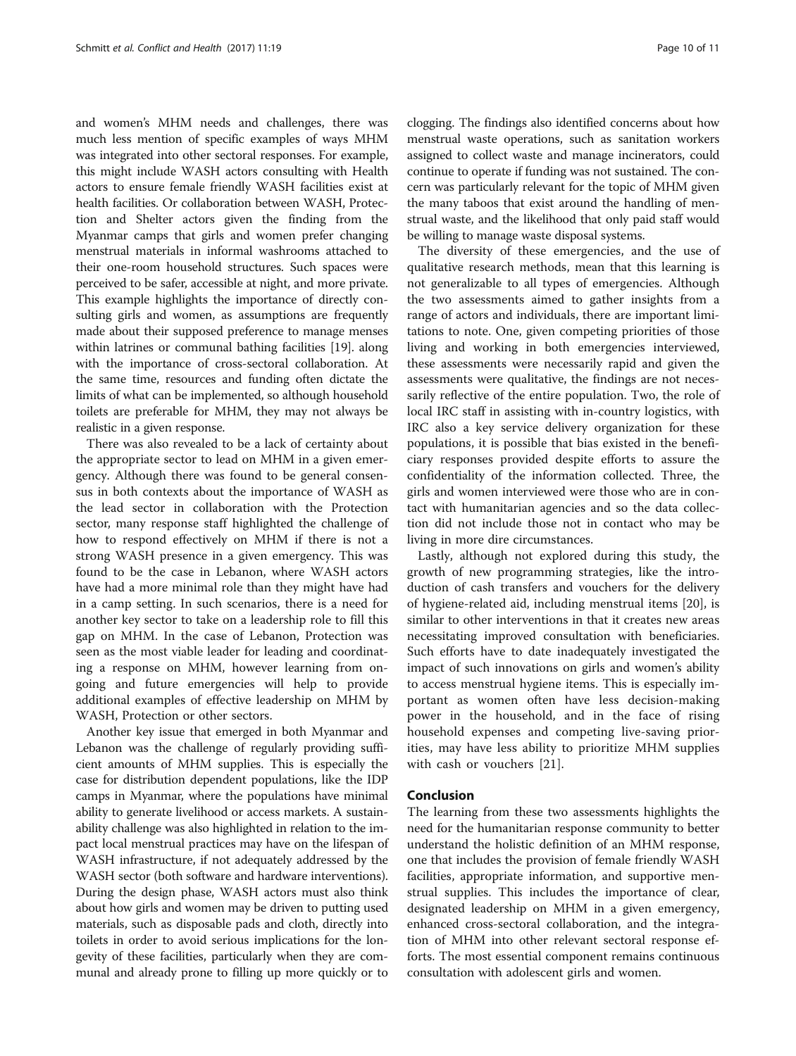and women's MHM needs and challenges, there was much less mention of specific examples of ways MHM was integrated into other sectoral responses. For example, this might include WASH actors consulting with Health actors to ensure female friendly WASH facilities exist at health facilities. Or collaboration between WASH, Protection and Shelter actors given the finding from the Myanmar camps that girls and women prefer changing menstrual materials in informal washrooms attached to their one-room household structures. Such spaces were perceived to be safer, accessible at night, and more private. This example highlights the importance of directly consulting girls and women, as assumptions are frequently made about their supposed preference to manage menses within latrines or communal bathing facilities [19]. along with the importance of cross-sectoral collaboration. At the same time, resources and funding often dictate the limits of what can be implemented, so although household toilets are preferable for MHM, they may not always be realistic in a given response.

There was also revealed to be a lack of certainty about the appropriate sector to lead on MHM in a given emergency. Although there was found to be general consensus in both contexts about the importance of WASH as the lead sector in collaboration with the Protection sector, many response staff highlighted the challenge of how to respond effectively on MHM if there is not a strong WASH presence in a given emergency. This was found to be the case in Lebanon, where WASH actors have had a more minimal role than they might have had in a camp setting. In such scenarios, there is a need for another key sector to take on a leadership role to fill this gap on MHM. In the case of Lebanon, Protection was seen as the most viable leader for leading and coordinating a response on MHM, however learning from ongoing and future emergencies will help to provide additional examples of effective leadership on MHM by WASH, Protection or other sectors.

Another key issue that emerged in both Myanmar and Lebanon was the challenge of regularly providing sufficient amounts of MHM supplies. This is especially the case for distribution dependent populations, like the IDP camps in Myanmar, where the populations have minimal ability to generate livelihood or access markets. A sustainability challenge was also highlighted in relation to the impact local menstrual practices may have on the lifespan of WASH infrastructure, if not adequately addressed by the WASH sector (both software and hardware interventions). During the design phase, WASH actors must also think about how girls and women may be driven to putting used materials, such as disposable pads and cloth, directly into toilets in order to avoid serious implications for the longevity of these facilities, particularly when they are communal and already prone to filling up more quickly or to clogging. The findings also identified concerns about how menstrual waste operations, such as sanitation workers assigned to collect waste and manage incinerators, could continue to operate if funding was not sustained. The concern was particularly relevant for the topic of MHM given the many taboos that exist around the handling of menstrual waste, and the likelihood that only paid staff would be willing to manage waste disposal systems.

The diversity of these emergencies, and the use of qualitative research methods, mean that this learning is not generalizable to all types of emergencies. Although the two assessments aimed to gather insights from a range of actors and individuals, there are important limitations to note. One, given competing priorities of those living and working in both emergencies interviewed, these assessments were necessarily rapid and given the assessments were qualitative, the findings are not necessarily reflective of the entire population. Two, the role of local IRC staff in assisting with in-country logistics, with IRC also a key service delivery organization for these populations, it is possible that bias existed in the beneficiary responses provided despite efforts to assure the confidentiality of the information collected. Three, the girls and women interviewed were those who are in contact with humanitarian agencies and so the data collection did not include those not in contact who may be living in more dire circumstances.

Lastly, although not explored during this study, the growth of new programming strategies, like the introduction of cash transfers and vouchers for the delivery of hygiene-related aid, including menstrual items [20], is similar to other interventions in that it creates new areas necessitating improved consultation with beneficiaries. Such efforts have to date inadequately investigated the impact of such innovations on girls and women's ability to access menstrual hygiene items. This is especially important as women often have less decision-making power in the household, and in the face of rising household expenses and competing live-saving priorities, may have less ability to prioritize MHM supplies with cash or vouchers [21].

## Conclusion

The learning from these two assessments highlights the need for the humanitarian response community to better understand the holistic definition of an MHM response, one that includes the provision of female friendly WASH facilities, appropriate information, and supportive menstrual supplies. This includes the importance of clear, designated leadership on MHM in a given emergency, enhanced cross-sectoral collaboration, and the integration of MHM into other relevant sectoral response efforts. The most essential component remains continuous consultation with adolescent girls and women.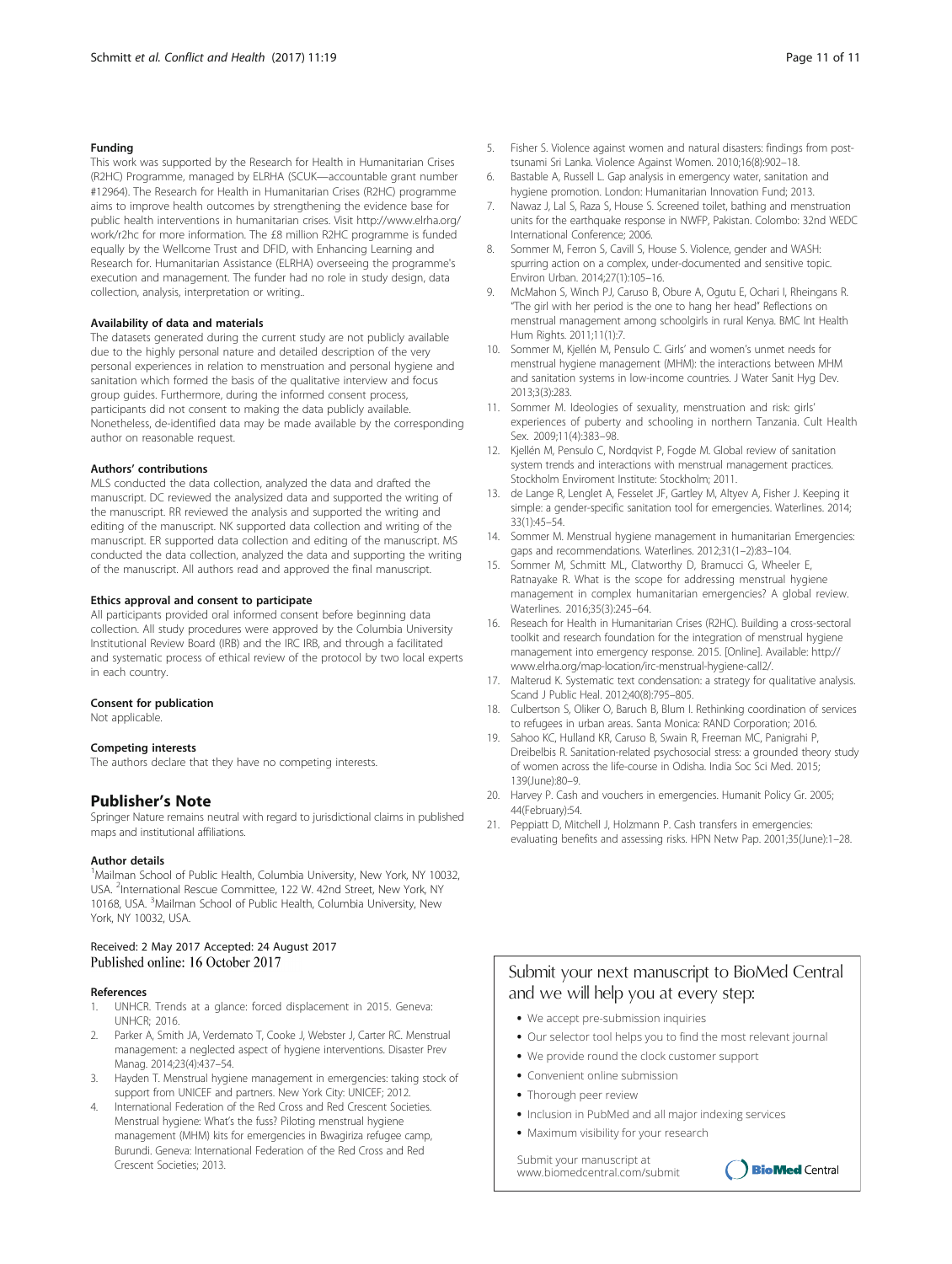#### Funding

This work was supported by the Research for Health in Humanitarian Crises (R2HC) Programme, managed by ELRHA (SCUK—accountable grant number #12964). The Research for Health in Humanitarian Crises (R2HC) programme aims to improve health outcomes by strengthening the evidence base for public health interventions in humanitarian crises. Visit http://www.elrha.org/work/r2hc for more information. The £8 million R2HC programme is funded equally by the Wellcome Trust and DFID, with Enhancing Learning and Research for. Humanitarian Assistance (ELRHA) overseeing the programme's execution and management. The funder had no role in study design, data collection, analysis, interpretation or writing..

#### Availability of data and materials

The datasets generated during the current study are not publicly available due to the highly personal nature and detailed description of the very personal experiences in relation to menstruation and personal hygiene and sanitation which formed the basis of the qualitative interview and focus group guides. Furthermore, during the informed consent process, participants did not consent to making the data publicly available. Nonetheless, de-identified data may be made available by the corresponding author on reasonable request.

#### Authors' contributions

MLS conducted the data collection, analyzed the data and drafted the manuscript. DC reviewed the analysized data and supported the writing of the manuscript. RR reviewed the analysis and supported the writing and editing of the manuscript. NK supported data collection and writing of the manuscript. ER supported data collection and editing of the manuscript. MS conducted the data collection, analyzed the data and supporting the writing of the manuscript. All authors read and approved the final manuscript.

#### Ethics approval and consent to participate

All participants provided oral informed consent before beginning data collection. All study procedures were approved by the Columbia University Institutional Review Board (IRB) and the IRC IRB, and through a facilitated and systematic process of ethical review of the protocol by two local experts in each country.

#### Consent for publication

Not applicable.

#### Competing interests

The authors declare that they have no competing interests.

## Publisher's Note

Springer Nature remains neutral with regard to jurisdictional claims in published maps and institutional affiliations.

#### Author details

[1]Mailman School of Public Health, Columbia University, New York, NY 10032, USA. [2]International Rescue Committee, 122 W. 42nd Street, New York, NY 10168, USA. [3]Mailman School of Public Health, Columbia University, New York, NY 10032, USA.

Received: 2 May 2017 Accepted: 24 August 2017
Published online: 16 October 2017

#### References

1. UNHCR. Trends at a glance: forced displacement in 2015. Geneva: UNHCR; 2016.
2. Parker A, Smith JA, Verdemato T, Cooke J, Webster J, Carter RC. Menstrual management: a neglected aspect of hygiene interventions. Disaster Prev Manag. 2014;23(4):437–54.
3. Hayden T. Menstrual hygiene management in emergencies: taking stock of support from UNICEF and partners. New York City: UNICEF; 2012.
4. International Federation of the Red Cross and Red Crescent Societies. Menstrual hygiene: What's the fuss? Piloting menstrual hygiene management (MHM) kits for emergencies in Bwagiriza refugee camp, Burundi. Geneva: International Federation of the Red Cross and Red Crescent Societies; 2013.
5. Fisher S. Violence against women and natural disasters: findings from post-tsunami Sri Lanka. Violence Against Women. 2010;16(8):902–18.
6. Bastable A, Russell L. Gap analysis in emergency water, sanitation and hygiene promotion. London: Humanitarian Innovation Fund; 2013.
7. Nawaz J, Lal S, Raza S, House S. Screened toilet, bathing and menstruation units for the earthquake response in NWFP, Pakistan. Colombo: 32nd WEDC International Conference; 2006.
8. Sommer M, Ferron S, Cavill S, House S. Violence, gender and WASH: spurring action on a complex, under-documented and sensitive topic. Environ Urban. 2014;27(1):105–16.
9. McMahon S, Winch PJ, Caruso B, Obure A, Ogutu E, Ochari I, Rheingans R. "The girl with her period is the one to hang her head" Reflections on menstrual management among schoolgirls in rural Kenya. BMC Int Health Hum Rights. 2011;11(1):7.
10. Sommer M, Kjellén M, Pensulo C. Girls' and women's unmet needs for menstrual hygiene management (MHM): the interactions between MHM and sanitation systems in low-income countries. J Water Sanit Hyg Dev. 2013;3(3):283.
11. Sommer M. Ideologies of sexuality, menstruation and risk: girls' experiences of puberty and schooling in northern Tanzania. Cult Health Sex. 2009;11(4):383–98.
12. Kjellén M, Pensulo C, Nordqvist P, Fogde M. Global review of sanitation system trends and interactions with menstrual management practices. Stockholm Enviroment Institute: Stockholm; 2011.
13. de Lange R, Lenglet A, Fesselet JF, Gartley M, Altyev A, Fisher J. Keeping it simple: a gender-specific sanitation tool for emergencies. Waterlines. 2014;33(1):45–54.
14. Sommer M. Menstrual hygiene management in humanitarian Emergencies: gaps and recommendations. Waterlines. 2012;31(1–2):83–104.
15. Sommer M, Schmitt ML, Clatworthy D, Bramucci G, Wheeler E, Ratnayake R. What is the scope for addressing menstrual hygiene management in complex humanitarian emergencies? A global review. Waterlines. 2016;35(3):245–64.
16. Reseach for Health in Humanitarian Crises (R2HC). Building a cross-sectoral toolkit and research foundation for the integration of menstrual hygiene management into emergency response. 2015. [Online]. Available: http://www.elrha.org/map-location/irc-menstrual-hygiene-call2/.
17. Malterud K. Systematic text condensation: a strategy for qualitative analysis. Scand J Public Heal. 2012;40(8):795–805.
18. Culbertson S, Oliker O, Baruch B, Blum I. Rethinking coordination of services to refugees in urban areas. Santa Monica: RAND Corporation; 2016.
19. Sahoo KC, Hulland KR, Caruso B, Swain R, Freeman MC, Panigrahi P, Dreibelbis R. Sanitation-related psychosocial stress: a grounded theory study of women across the life-course in Odisha. India Soc Sci Med. 2015;139(June):80–9.
20. Harvey P. Cash and vouchers in emergencies. Humanit Policy Gr. 2005;44(February):54.
21. Peppiatt D, Mitchell J, Holzmann P. Cash transfers in emergencies: evaluating benefits and assessing risks. HPN Netw Pap. 2001;35(June):1–28.

Submit your next manuscript to BioMed Central and we will help you at every step:

- We accept pre-submission inquiries
- Our selector tool helps you to find the most relevant journal
- We provide round the clock customer support
- Convenient online submission
- Thorough peer review
- Inclusion in PubMed and all major indexing services
- Maximum visibility for your research

Submit your manuscript at
www.biomedcentral.com/submit

BioMed Central